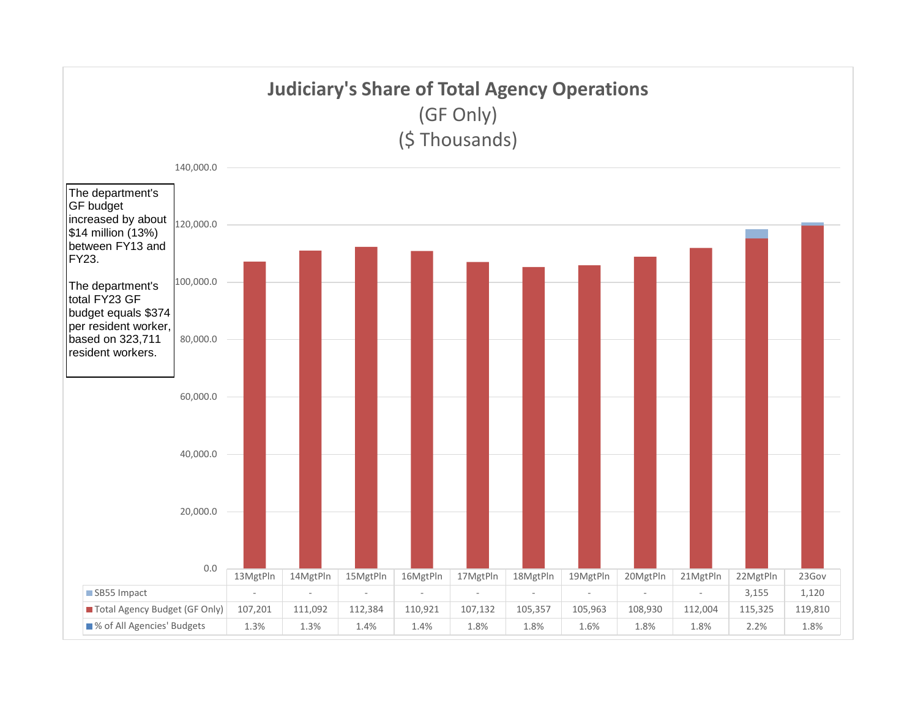# Judiciary's Share of Total Agency Operations

(GF Only)

($ Thousands)

The department's GF budget increased by about $14 million (13%) between FY13 and FY23.

The department's total FY23 GF budget equals $374 per resident worker, based on 323,711 resident workers.

| | 13MgtPln | 14MgtPln | 15MgtPln | 16MgtPln | 17MgtPln | 18MgtPln | 19MgtPln | 20MgtPln | 21MgtPln | 22MgtPln | 23Gov |
|---|---|---|---|---|---|---|---|---|---|---|---|
| SB55 Impact | - | - | - | - | - | - | - | - | - | 3,155 | 1,120 |
| Total Agency Budget (GF Only) | 107,201 | 111,092 | 112,384 | 110,921 | 107,132 | 105,357 | 105,963 | 108,930 | 112,004 | 115,325 | 119,810 |
| % of All Agencies' Budgets | 1.3% | 1.3% | 1.4% | 1.4% | 1.8% | 1.8% | 1.6% | 1.8% | 1.8% | 2.2% | 1.8% |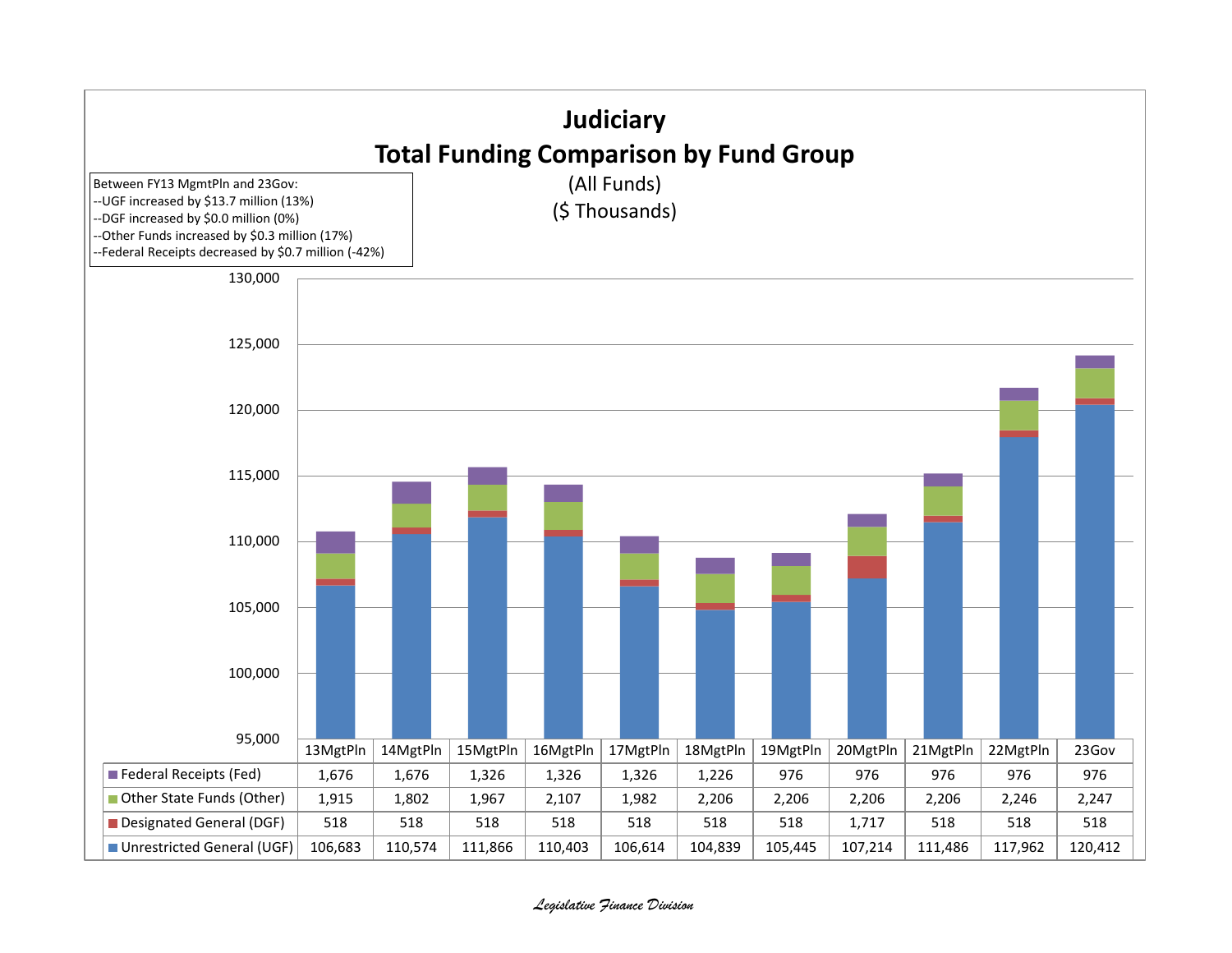# Judiciary

## Total Funding Comparison by Fund Group

(All Funds)

($ Thousands)

Between FY13 MgmtPln and 23Gov:
--UGF increased by $13.7 million (13%)
--DGF increased by $0.0 million (0%)
--Other Funds increased by $0.3 million (17%)
--Federal Receipts decreased by $0.7 million (-42%)

| | 13MgtPln | 14MgtPln | 15MgtPln | 16MgtPln | 17MgtPln | 18MgtPln | 19MgtPln | 20MgtPln | 21MgtPln | 22MgtPln | 23Gov |
|---|---|---|---|---|---|---|---|---|---|---|---|
| Federal Receipts (Fed) | 1,676 | 1,676 | 1,326 | 1,326 | 1,326 | 1,226 | 976 | 976 | 976 | 976 | 976 |
| Other State Funds (Other) | 1,915 | 1,802 | 1,967 | 2,107 | 1,982 | 2,206 | 2,206 | 2,206 | 2,206 | 2,246 | 2,247 |
| Designated General (DGF) | 518 | 518 | 518 | 518 | 518 | 518 | 518 | 1,717 | 518 | 518 | 518 |
| Unrestricted General (UGF) | 106,683 | 110,574 | 111,866 | 110,403 | 106,614 | 104,839 | 105,445 | 107,214 | 111,486 | 117,962 | 120,412 |

*Legislative Finance Division*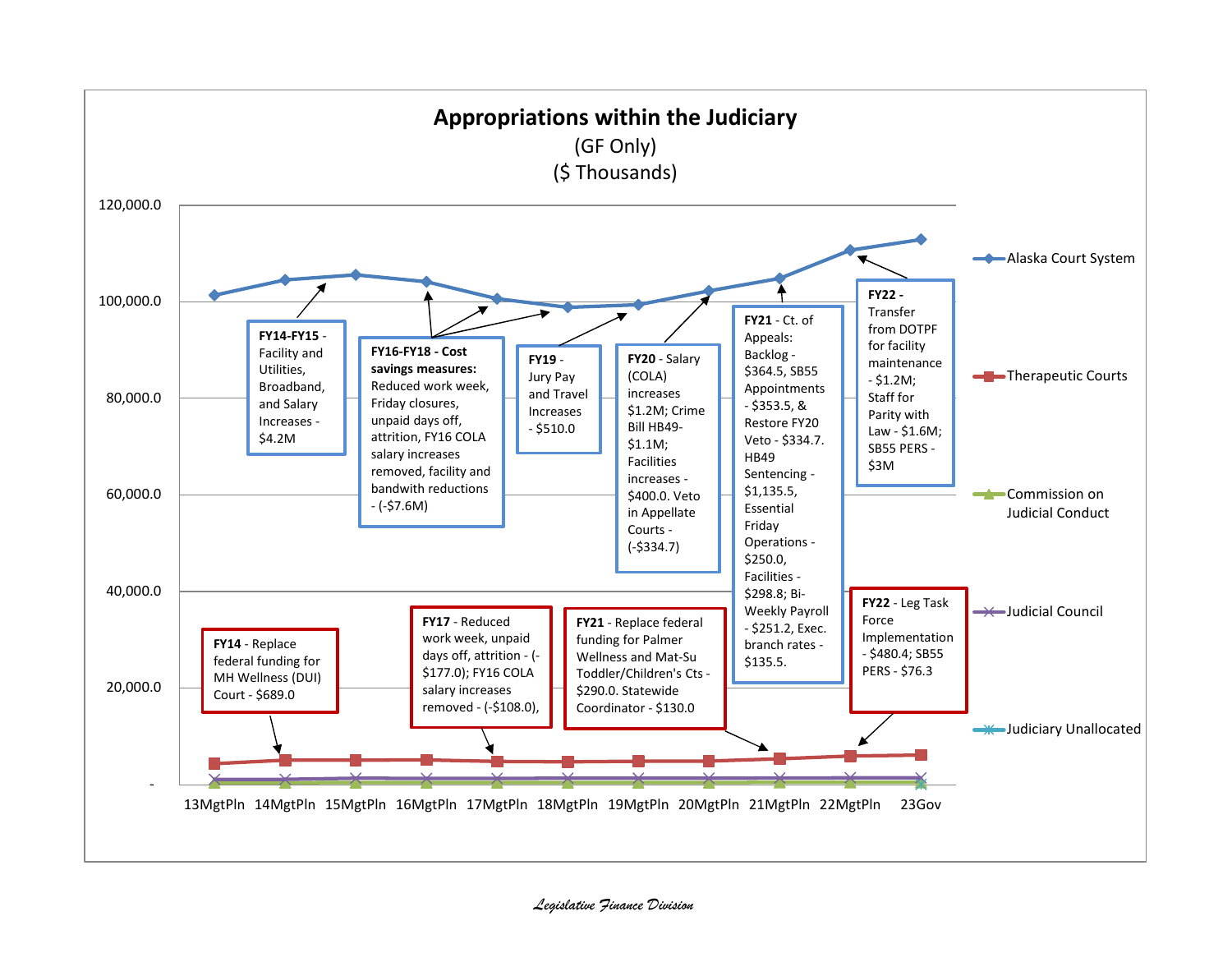# Appropriations within the Judiciary

(GF Only)

($ Thousands)

120,000.0
100,000.0
80,000.0
60,000.0
40,000.0
20,000.0
-

13MgtPln 14MgtPln 15MgtPln 16MgtPln 17MgtPln 18MgtPln 19MgtPln 20MgtPln 21MgtPln 22MgtPln 23Gov

Alaska Court System
Therapeutic Courts
Commission on Judicial Conduct
Judicial Council
Judiciary Unallocated

**FY14-FY15** - Facility and Utilities, Broadband, and Salary Increases - $4.2M

**FY16-FY18 - Cost savings measures:** Reduced work week, Friday closures, unpaid days off, attrition, FY16 COLA salary increases removed, facility and bandwith reductions - (-$7.6M)

**FY19** - Jury Pay and Travel Increases - $510.0

**FY20** - Salary (COLA) increases $1.2M; Crime Bill HB49- $1.1M; Facilities increases - $400.0. Veto in Appellate Courts - (-$334.7)

**FY21** - Ct. of Appeals: Backlog - $364.5, SB55 Appointments - $353.5, & Restore FY20 Veto - $334.7. HB49 Sentencing - $1,135.5, Essential Friday Operations - $250.0, Facilities - $298.8; Bi-Weekly Payroll - $251.2, Exec. branch rates - $135.5.

**FY22** - Transfer from DOTPF for facility maintenance - $1.2M; Staff for Parity with Law - $1.6M; SB55 PERS - $3M

**FY14** - Replace federal funding for MH Wellness (DUI) Court - $689.0

**FY17** - Reduced work week, unpaid days off, attrition - (-$177.0); FY16 COLA salary increases removed - (-$108.0),

**FY21** - Replace federal funding for Palmer Wellness and Mat-Su Toddler/Children's Cts - $290.0. Statewide Coordinator - $130.0

**FY22** - Leg Task Force Implementation - $480.4; SB55 PERS - $76.3

*Legislative Finance Division*